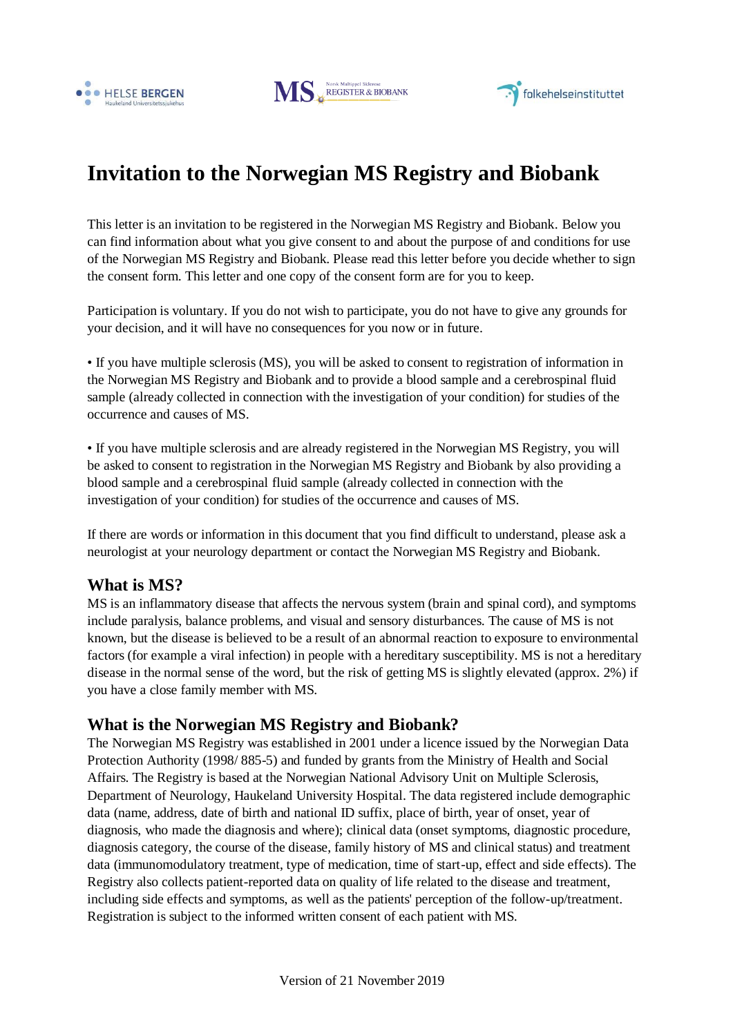# Invitation to the Norwegian MS Registry and Biobank

This letter is an invitation to be registered in the Norwegian MS Registry and Biobank. Below you can find information about what you give consent to and about the purpose of and conditions for use of the Norwegian MS Registry and Biobank. Please read this letter before you decide whether to sign the consent form. This letter and one copy of the consent form are for you to keep.

Participation is voluntary. If you do not wish to participate, you do not have to give any grounds for your decision, and it will have no consequences for you now or in future.

- If you have multiple sclerosis (MS), you will be asked to consent to registration of information in the Norwegian MS Registry and Biobank and to provide a blood sample and a cerebrospinal fluid sample (already collected in connection with the investigation of your condition) for studies of the occurrence and causes of MS.

- If you have multiple sclerosis and are already registered in the Norwegian MS Registry, you will be asked to consent to registration in the Norwegian MS Registry and Biobank by also providing a blood sample and a cerebrospinal fluid sample (already collected in connection with the investigation of your condition) for studies of the occurrence and causes of MS.

If there are words or information in this document that you find difficult to understand, please ask a neurologist at your neurology department or contact the Norwegian MS Registry and Biobank.

## What is MS?

MS is an inflammatory disease that affects the nervous system (brain and spinal cord), and symptoms include paralysis, balance problems, and visual and sensory disturbances. The cause of MS is not known, but the disease is believed to be a result of an abnormal reaction to exposure to environmental factors (for example a viral infection) in people with a hereditary susceptibility. MS is not a hereditary disease in the normal sense of the word, but the risk of getting MS is slightly elevated (approx. 2%) if you have a close family member with MS.

## What is the Norwegian MS Registry and Biobank?

The Norwegian MS Registry was established in 2001 under a licence issued by the Norwegian Data Protection Authority (1998/ 885-5) and funded by grants from the Ministry of Health and Social Affairs. The Registry is based at the Norwegian National Advisory Unit on Multiple Sclerosis, Department of Neurology, Haukeland University Hospital. The data registered include demographic data (name, address, date of birth and national ID suffix, place of birth, year of onset, year of diagnosis, who made the diagnosis and where); clinical data (onset symptoms, diagnostic procedure, diagnosis category, the course of the disease, family history of MS and clinical status) and treatment data (immunomodulatory treatment, type of medication, time of start-up, effect and side effects). The Registry also collects patient-reported data on quality of life related to the disease and treatment, including side effects and symptoms, as well as the patients' perception of the follow-up/treatment. Registration is subject to the informed written consent of each patient with MS.

Version of 21 November 2019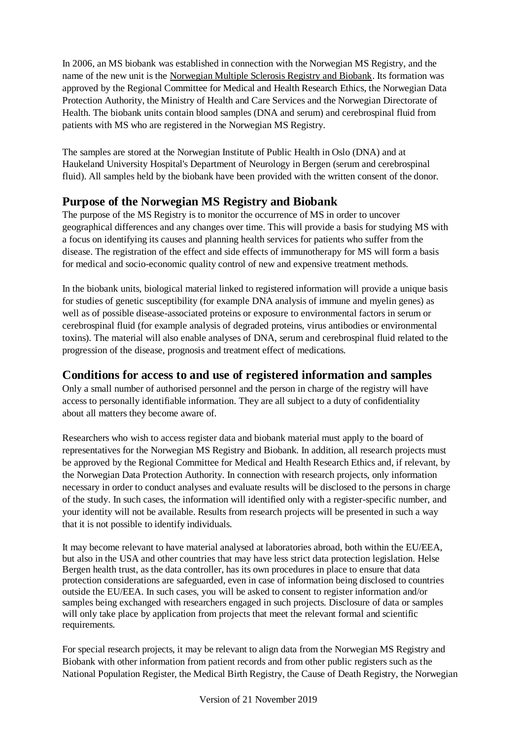In 2006, an MS biobank was established in connection with the Norwegian MS Registry, and the name of the new unit is the Norwegian Multiple Sclerosis Registry and Biobank. Its formation was approved by the Regional Committee for Medical and Health Research Ethics, the Norwegian Data Protection Authority, the Ministry of Health and Care Services and the Norwegian Directorate of Health. The biobank units contain blood samples (DNA and serum) and cerebrospinal fluid from patients with MS who are registered in the Norwegian MS Registry.

The samples are stored at the Norwegian Institute of Public Health in Oslo (DNA) and at Haukeland University Hospital's Department of Neurology in Bergen (serum and cerebrospinal fluid). All samples held by the biobank have been provided with the written consent of the donor.

## Purpose of the Norwegian MS Registry and Biobank

The purpose of the MS Registry is to monitor the occurrence of MS in order to uncover geographical differences and any changes over time. This will provide a basis for studying MS with a focus on identifying its causes and planning health services for patients who suffer from the disease. The registration of the effect and side effects of immunotherapy for MS will form a basis for medical and socio-economic quality control of new and expensive treatment methods.

In the biobank units, biological material linked to registered information will provide a unique basis for studies of genetic susceptibility (for example DNA analysis of immune and myelin genes) as well as of possible disease-associated proteins or exposure to environmental factors in serum or cerebrospinal fluid (for example analysis of degraded proteins, virus antibodies or environmental toxins). The material will also enable analyses of DNA, serum and cerebrospinal fluid related to the progression of the disease, prognosis and treatment effect of medications.

## Conditions for access to and use of registered information and samples

Only a small number of authorised personnel and the person in charge of the registry will have access to personally identifiable information. They are all subject to a duty of confidentiality about all matters they become aware of.

Researchers who wish to access register data and biobank material must apply to the board of representatives for the Norwegian MS Registry and Biobank. In addition, all research projects must be approved by the Regional Committee for Medical and Health Research Ethics and, if relevant, by the Norwegian Data Protection Authority. In connection with research projects, only information necessary in order to conduct analyses and evaluate results will be disclosed to the persons in charge of the study. In such cases, the information will identified only with a register-specific number, and your identity will not be available. Results from research projects will be presented in such a way that it is not possible to identify individuals.

It may become relevant to have material analysed at laboratories abroad, both within the EU/EEA, but also in the USA and other countries that may have less strict data protection legislation. Helse Bergen health trust, as the data controller, has its own procedures in place to ensure that data protection considerations are safeguarded, even in case of information being disclosed to countries outside the EU/EEA. In such cases, you will be asked to consent to register information and/or samples being exchanged with researchers engaged in such projects. Disclosure of data or samples will only take place by application from projects that meet the relevant formal and scientific requirements.

For special research projects, it may be relevant to align data from the Norwegian MS Registry and Biobank with other information from patient records and from other public registers such as the National Population Register, the Medical Birth Registry, the Cause of Death Registry, the Norwegian

Version of 21 November 2019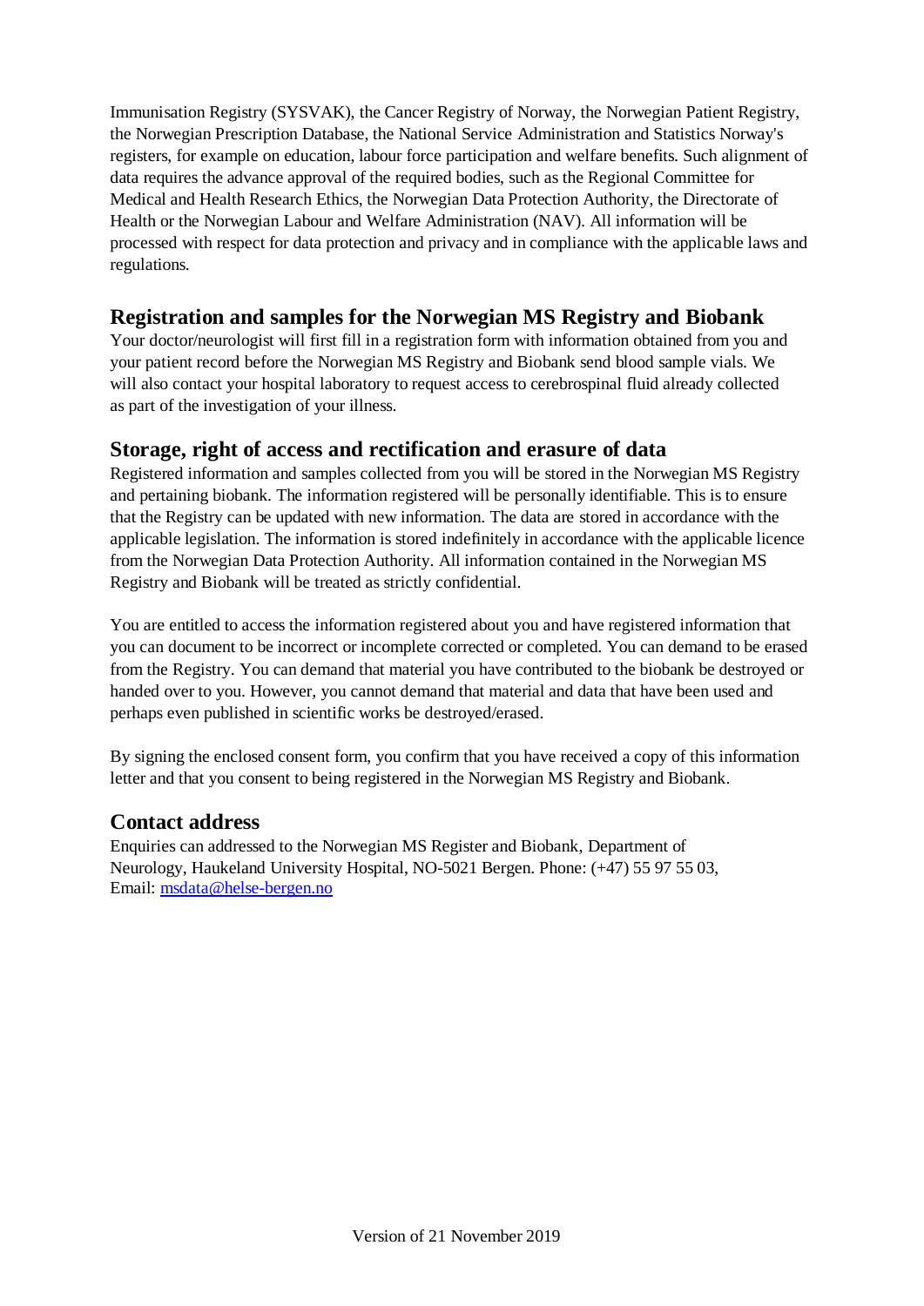Immunisation Registry (SYSVAK), the Cancer Registry of Norway, the Norwegian Patient Registry, the Norwegian Prescription Database, the National Service Administration and Statistics Norway's registers, for example on education, labour force participation and welfare benefits. Such alignment of data requires the advance approval of the required bodies, such as the Regional Committee for Medical and Health Research Ethics, the Norwegian Data Protection Authority, the Directorate of Health or the Norwegian Labour and Welfare Administration (NAV). All information will be processed with respect for data protection and privacy and in compliance with the applicable laws and regulations.

## Registration and samples for the Norwegian MS Registry and Biobank

Your doctor/neurologist will first fill in a registration form with information obtained from you and your patient record before the Norwegian MS Registry and Biobank send blood sample vials. We will also contact your hospital laboratory to request access to cerebrospinal fluid already collected as part of the investigation of your illness.

## Storage, right of access and rectification and erasure of data

Registered information and samples collected from you will be stored in the Norwegian MS Registry and pertaining biobank. The information registered will be personally identifiable. This is to ensure that the Registry can be updated with new information. The data are stored in accordance with the applicable legislation. The information is stored indefinitely in accordance with the applicable licence from the Norwegian Data Protection Authority. All information contained in the Norwegian MS Registry and Biobank will be treated as strictly confidential.

You are entitled to access the information registered about you and have registered information that you can document to be incorrect or incomplete corrected or completed. You can demand to be erased from the Registry. You can demand that material you have contributed to the biobank be destroyed or handed over to you. However, you cannot demand that material and data that have been used and perhaps even published in scientific works be destroyed/erased.

By signing the enclosed consent form, you confirm that you have received a copy of this information letter and that you consent to being registered in the Norwegian MS Registry and Biobank.

## Contact address

Enquiries can addressed to the Norwegian MS Register and Biobank, Department of Neurology, Haukeland University Hospital, NO-5021 Bergen. Phone: (+47) 55 97 55 03, Email: [msdata@helse-bergen.no](mailto:msdata@helse-bergen.no)

Version of 21 November 2019